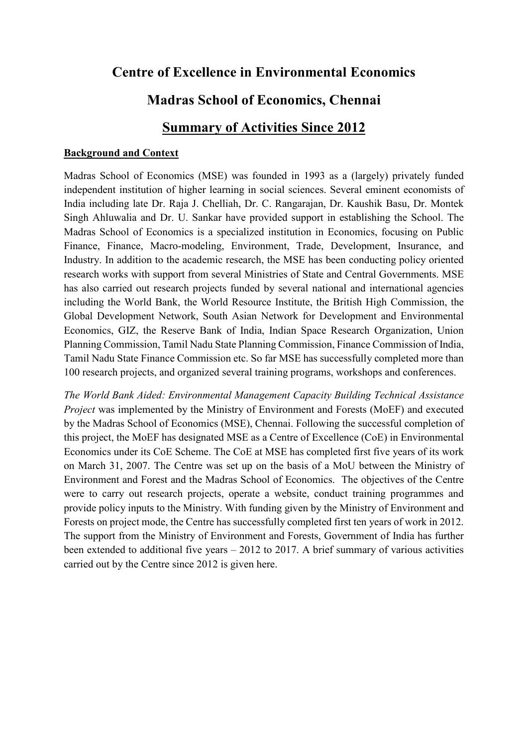# Centre of Excellence in Environmental Economics

# Madras School of Economics, Chennai

## Summary of Activities Since 2012

**Background and Context**

Madras School of Economics (MSE) was founded in 1993 as a (largely) privately funded independent institution of higher learning in social sciences. Several eminent economists of India including late Dr. Raja J. Chelliah, Dr. C. Rangarajan, Dr. Kaushik Basu, Dr. Montek Singh Ahluwalia and Dr. U. Sankar have provided support in establishing the School. The Madras School of Economics is a specialized institution in Economics, focusing on Public Finance, Finance, Macro-modeling, Environment, Trade, Development, Insurance, and Industry. In addition to the academic research, the MSE has been conducting policy oriented research works with support from several Ministries of State and Central Governments. MSE has also carried out research projects funded by several national and international agencies including the World Bank, the World Resource Institute, the British High Commission, the Global Development Network, South Asian Network for Development and Environmental Economics, GIZ, the Reserve Bank of India, Indian Space Research Organization, Union Planning Commission, Tamil Nadu State Planning Commission, Finance Commission of India, Tamil Nadu State Finance Commission etc. So far MSE has successfully completed more than 100 research projects, and organized several training programs, workshops and conferences.

*The World Bank Aided: Environmental Management Capacity Building Technical Assistance Project* was implemented by the Ministry of Environment and Forests (MoEF) and executed by the Madras School of Economics (MSE), Chennai. Following the successful completion of this project, the MoEF has designated MSE as a Centre of Excellence (CoE) in Environmental Economics under its CoE Scheme. The CoE at MSE has completed first five years of its work on March 31, 2007. The Centre was set up on the basis of a MoU between the Ministry of Environment and Forest and the Madras School of Economics. The objectives of the Centre were to carry out research projects, operate a website, conduct training programmes and provide policy inputs to the Ministry. With funding given by the Ministry of Environment and Forests on project mode, the Centre has successfully completed first ten years of work in 2012. The support from the Ministry of Environment and Forests, Government of India has further been extended to additional five years – 2012 to 2017. A brief summary of various activities carried out by the Centre since 2012 is given here.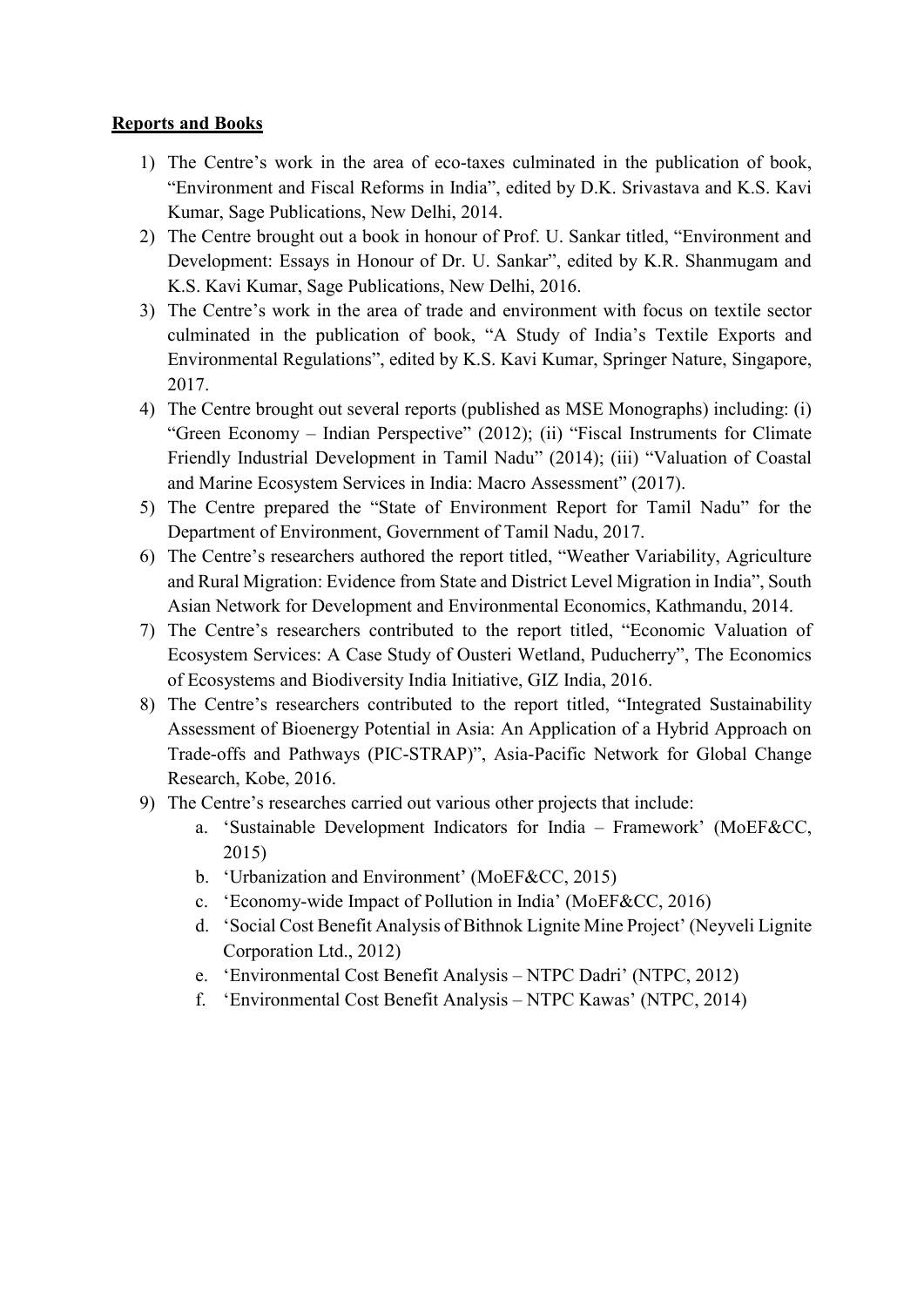**Reports and Books**

1) The Centre's work in the area of eco-taxes culminated in the publication of book, "Environment and Fiscal Reforms in India", edited by D.K. Srivastava and K.S. Kavi Kumar, Sage Publications, New Delhi, 2014.
2) The Centre brought out a book in honour of Prof. U. Sankar titled, "Environment and Development: Essays in Honour of Dr. U. Sankar", edited by K.R. Shanmugam and K.S. Kavi Kumar, Sage Publications, New Delhi, 2016.
3) The Centre's work in the area of trade and environment with focus on textile sector culminated in the publication of book, "A Study of India's Textile Exports and Environmental Regulations", edited by K.S. Kavi Kumar, Springer Nature, Singapore, 2017.
4) The Centre brought out several reports (published as MSE Monographs) including: (i) "Green Economy – Indian Perspective" (2012); (ii) "Fiscal Instruments for Climate Friendly Industrial Development in Tamil Nadu" (2014); (iii) "Valuation of Coastal and Marine Ecosystem Services in India: Macro Assessment" (2017).
5) The Centre prepared the "State of Environment Report for Tamil Nadu" for the Department of Environment, Government of Tamil Nadu, 2017.
6) The Centre's researchers authored the report titled, "Weather Variability, Agriculture and Rural Migration: Evidence from State and District Level Migration in India", South Asian Network for Development and Environmental Economics, Kathmandu, 2014.
7) The Centre's researchers contributed to the report titled, "Economic Valuation of Ecosystem Services: A Case Study of Ousteri Wetland, Puducherry", The Economics of Ecosystems and Biodiversity India Initiative, GIZ India, 2016.
8) The Centre's researchers contributed to the report titled, "Integrated Sustainability Assessment of Bioenergy Potential in Asia: An Application of a Hybrid Approach on Trade-offs and Pathways (PIC-STRAP)", Asia-Pacific Network for Global Change Research, Kobe, 2016.
9) The Centre's researches carried out various other projects that include:
    a. 'Sustainable Development Indicators for India – Framework' (MoEF&CC, 2015)
    b. 'Urbanization and Environment' (MoEF&CC, 2015)
    c. 'Economy-wide Impact of Pollution in India' (MoEF&CC, 2016)
    d. 'Social Cost Benefit Analysis of Bithnok Lignite Mine Project' (Neyveli Lignite Corporation Ltd., 2012)
    e. 'Environmental Cost Benefit Analysis – NTPC Dadri' (NTPC, 2012)
    f. 'Environmental Cost Benefit Analysis – NTPC Kawas' (NTPC, 2014)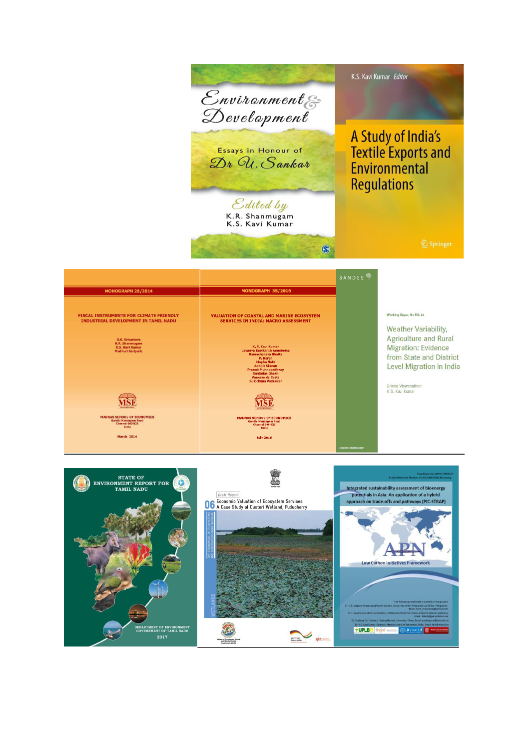# Environment & Development

Essays in Honour of Dr U. Sankar

Edited by
K.R. Shanmugam
K.S. Kavi Kumar

K.S. Kavi Kumar *Editor*

# A Study of India's Textile Exports and Environmental Regulations

Springer

MONOGRAPH 28/2014

**FISCAL INSTRUMENTS FOR CLIMATE FRIENDLY INDUSTRIAL DEVELOPMENT IN TAMIL NADU**

D.K. Srivastava
K.R. Shanmugam
K.S. Kavi Kumar
Madhuri Saripalle

MSE

MADRAS SCHOOL OF ECONOMICS
Gandhi Mandapam Road
Chennai 600 025
India

March 2014

MONOGRAPH 35/2016

**VALUATION OF COASTAL AND MARINE ECOSYSTEM SERVICES IN INDIA: MACRO ASSESSMENT**

K. S. Kavi Kumar
Lavanya Ravikanth Anneboina
Ramachandra Bhatta
P. Naren
Megha Nath
Abhijit Sharan
Pranab Mukhopadhyay
Santadas Ghosh
Vanessa da Costa
Sulochana Pednekar

MSE

MADRAS SCHOOL OF ECONOMICS
Gandhi Mandapam Road
Chennai 600 025
India

July 2016

SANDEE

Working Paper, No 83–14

Weather Variability, Agriculture and Rural Migration: Evidence from State and District Level Migration in India

Brinda Viswanathan
K.S. Kavi Kumar

STATE OF ENVIRONMENT REPORT FOR TAMIL NADU

DEPARTMENT OF ENVIRONMENT
GOVERNMENT OF TAMIL NADU
2017

Draft Report

06 Economic Valuation of Ecosystem Services
A Case Study of Ousteri Wetland, Puducherry

WETLANDS

Integrated sustainability assessment of bioenergy potentials in Asia: An application of a hybrid approach on trade-offs and pathways (PIC-STRAP)

APN

Low Carbon Initiatives Framework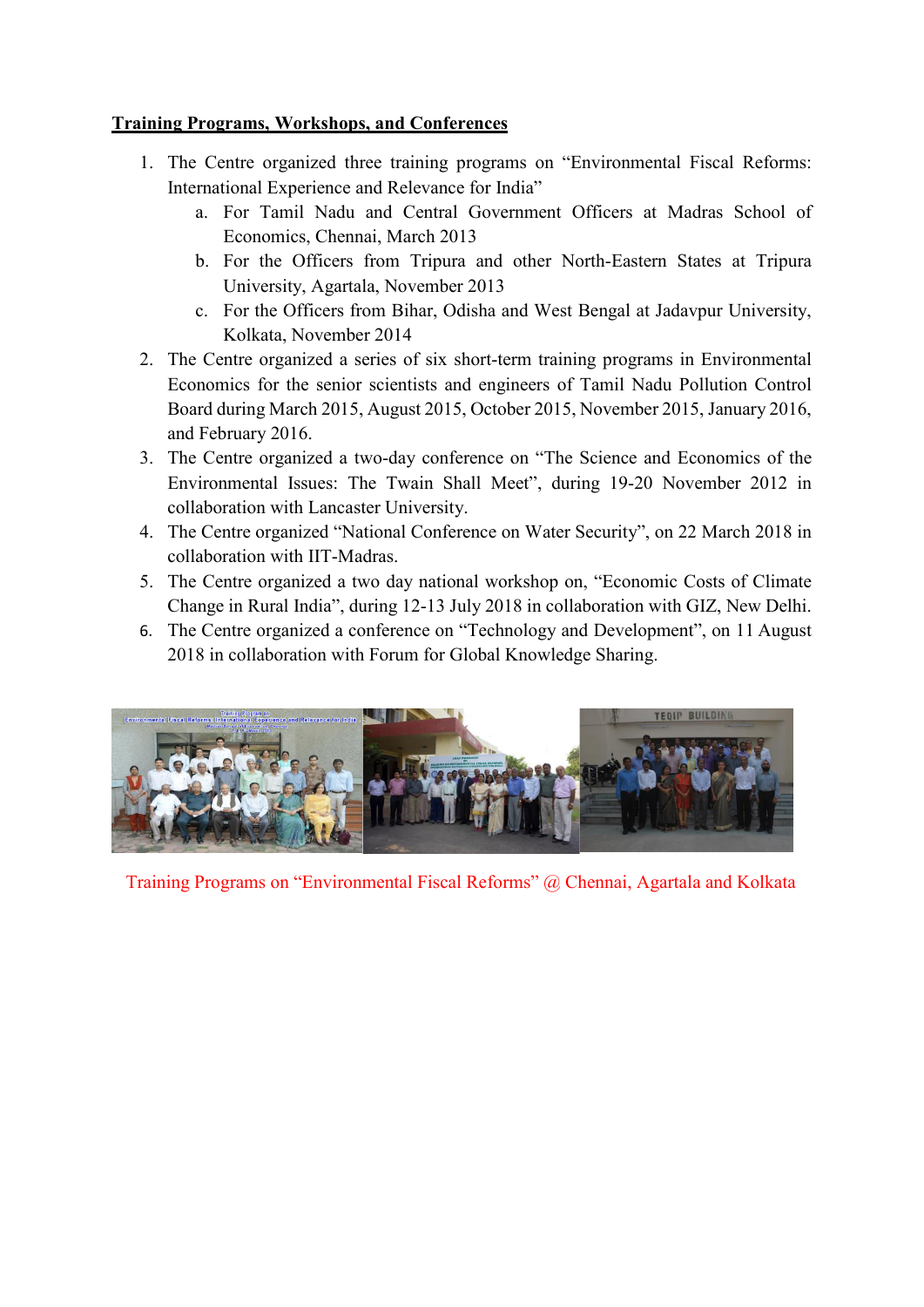**Training Programs, Workshops, and Conferences**

1. The Centre organized three training programs on "Environmental Fiscal Reforms: International Experience and Relevance for India"
   a. For Tamil Nadu and Central Government Officers at Madras School of Economics, Chennai, March 2013
   b. For the Officers from Tripura and other North-Eastern States at Tripura University, Agartala, November 2013
   c. For the Officers from Bihar, Odisha and West Bengal at Jadavpur University, Kolkata, November 2014
2. The Centre organized a series of six short-term training programs in Environmental Economics for the senior scientists and engineers of Tamil Nadu Pollution Control Board during March 2015, August 2015, October 2015, November 2015, January 2016, and February 2016.
3. The Centre organized a two-day conference on "The Science and Economics of the Environmental Issues: The Twain Shall Meet", during 19-20 November 2012 in collaboration with Lancaster University.
4. The Centre organized "National Conference on Water Security", on 22 March 2018 in collaboration with IIT-Madras.
5. The Centre organized a two day national workshop on, "Economic Costs of Climate Change in Rural India", during 12-13 July 2018 in collaboration with GIZ, New Delhi.
6. The Centre organized a conference on "Technology and Development", on 11 August 2018 in collaboration with Forum for Global Knowledge Sharing.

Training Programs on "Environmental Fiscal Reforms" @ Chennai, Agartala and Kolkata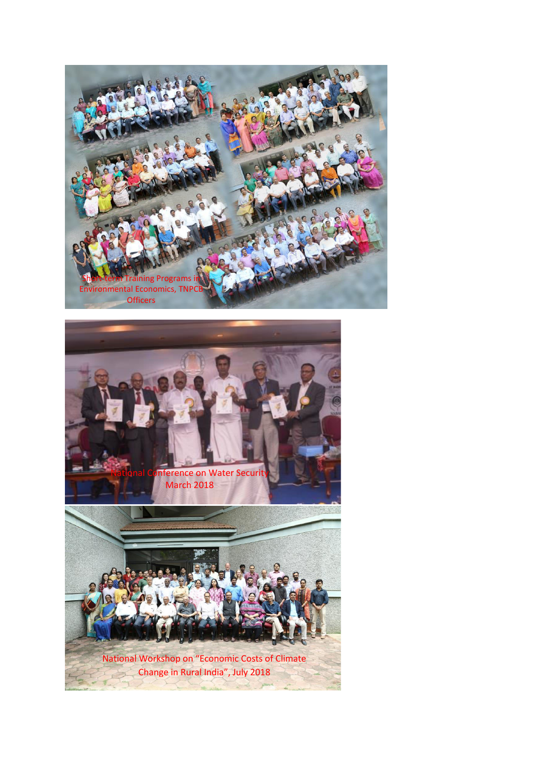Short-term Training Programs in Environmental Economics, TNPCB Officers

National Conference on Water Security March 2018

National Workshop on "Economic Costs of Climate Change in Rural India", July 2018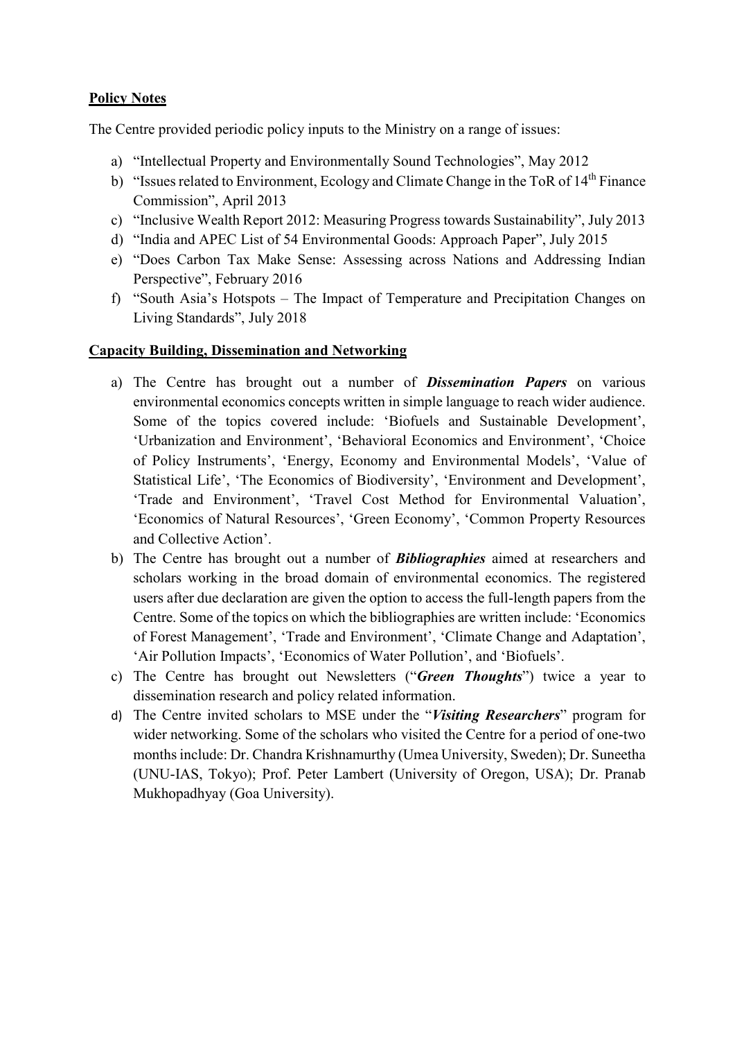**Policy Notes**

The Centre provided periodic policy inputs to the Ministry on a range of issues:

a) "Intellectual Property and Environmentally Sound Technologies", May 2012
b) "Issues related to Environment, Ecology and Climate Change in the ToR of 14th Finance Commission", April 2013
c) "Inclusive Wealth Report 2012: Measuring Progress towards Sustainability", July 2013
d) "India and APEC List of 54 Environmental Goods: Approach Paper", July 2015
e) "Does Carbon Tax Make Sense: Assessing across Nations and Addressing Indian Perspective", February 2016
f) "South Asia's Hotspots – The Impact of Temperature and Precipitation Changes on Living Standards", July 2018

**Capacity Building, Dissemination and Networking**

a) The Centre has brought out a number of ***Dissemination Papers*** on various environmental economics concepts written in simple language to reach wider audience. Some of the topics covered include: 'Biofuels and Sustainable Development', 'Urbanization and Environment', 'Behavioral Economics and Environment', 'Choice of Policy Instruments', 'Energy, Economy and Environmental Models', 'Value of Statistical Life', 'The Economics of Biodiversity', 'Environment and Development', 'Trade and Environment', 'Travel Cost Method for Environmental Valuation', 'Economics of Natural Resources', 'Green Economy', 'Common Property Resources and Collective Action'.
b) The Centre has brought out a number of ***Bibliographies*** aimed at researchers and scholars working in the broad domain of environmental economics. The registered users after due declaration are given the option to access the full-length papers from the Centre. Some of the topics on which the bibliographies are written include: 'Economics of Forest Management', 'Trade and Environment', 'Climate Change and Adaptation', 'Air Pollution Impacts', 'Economics of Water Pollution', and 'Biofuels'.
c) The Centre has brought out Newsletters ("***Green Thoughts***") twice a year to dissemination research and policy related information.
d) The Centre invited scholars to MSE under the "***Visiting Researchers***" program for wider networking. Some of the scholars who visited the Centre for a period of one-two months include: Dr. Chandra Krishnamurthy (Umea University, Sweden); Dr. Suneetha (UNU-IAS, Tokyo); Prof. Peter Lambert (University of Oregon, USA); Dr. Pranab Mukhopadhyay (Goa University).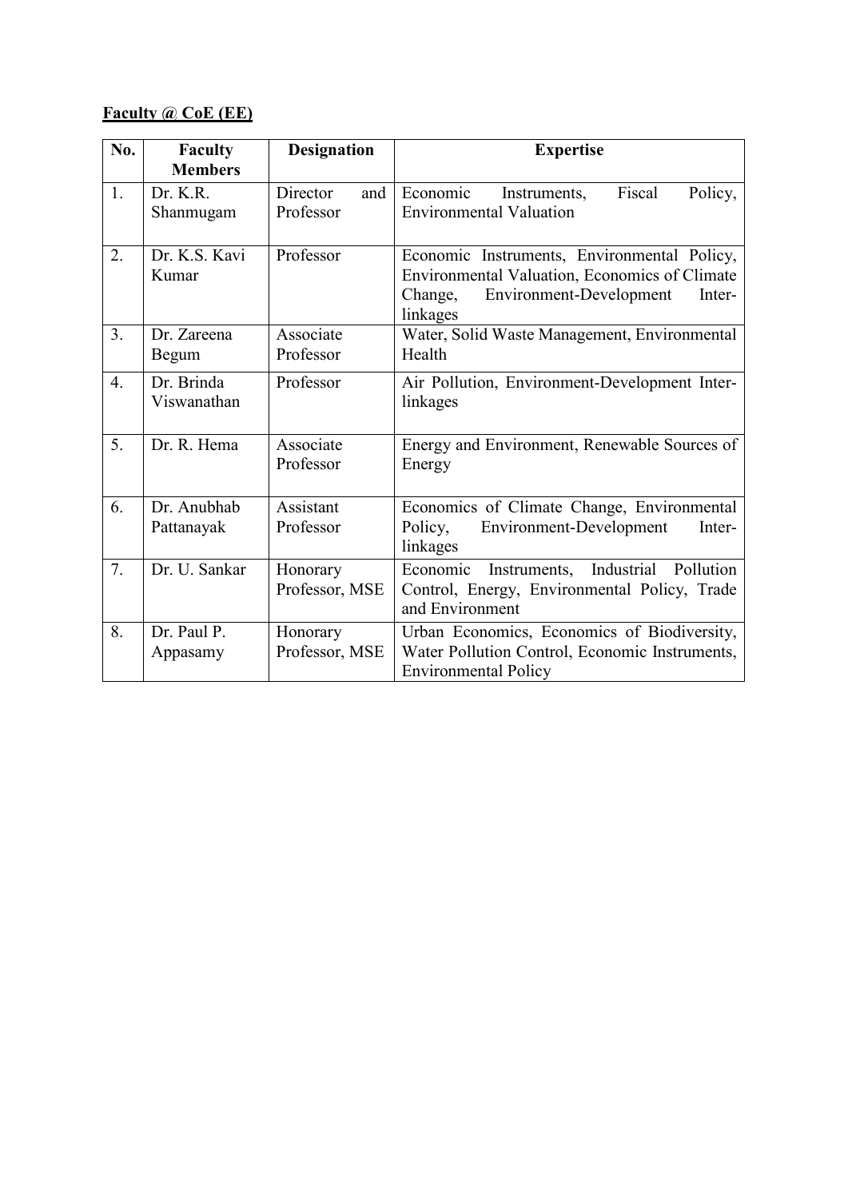**Faculty @ CoE (EE)**

| No. | Faculty Members | Designation | Expertise |
|---|---|---|---|
| 1. | Dr. K.R. Shanmugam | Director and Professor | Economic Instruments, Fiscal Policy, Environmental Valuation |
| 2. | Dr. K.S. Kavi Kumar | Professor | Economic Instruments, Environmental Policy, Environmental Valuation, Economics of Climate Change, Environment-Development Inter-linkages |
| 3. | Dr. Zareena Begum | Associate Professor | Water, Solid Waste Management, Environmental Health |
| 4. | Dr. Brinda Viswanathan | Professor | Air Pollution, Environment-Development Inter-linkages |
| 5. | Dr. R. Hema | Associate Professor | Energy and Environment, Renewable Sources of Energy |
| 6. | Dr. Anubhab Pattanayak | Assistant Professor | Economics of Climate Change, Environmental Policy, Environment-Development Inter-linkages |
| 7. | Dr. U. Sankar | Honorary Professor, MSE | Economic Instruments, Industrial Pollution Control, Energy, Environmental Policy, Trade and Environment |
| 8. | Dr. Paul P. Appasamy | Honorary Professor, MSE | Urban Economics, Economics of Biodiversity, Water Pollution Control, Economic Instruments, Environmental Policy |